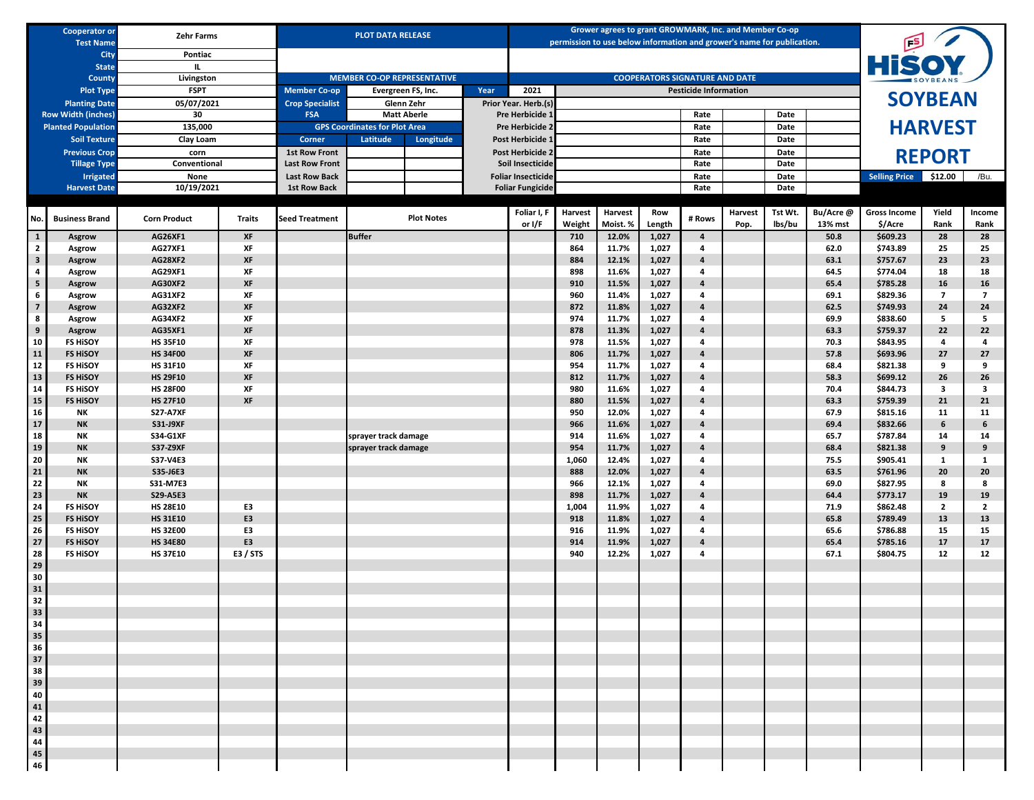# HiSOY SOYBEAN HARVEST REPORT

| | |
|---|---|
| Cooperator or Test Name | Zehr Farms |
| City | Pontiac |
| State | IL |
| County | Livingston |
| Plot Type | FSPT |
| Planting Date | 05/07/2021 |
| Row Width (inches) | 30 |
| Planted Population | 135,000 |
| Soil Texture | Clay Loam |
| Previous Crop | corn |
| Tillage Type | Conventional |
| Irrigated | None |
| Harvest Date | 10/19/2021 |

**PLOT DATA RELEASE**

Grower agrees to grant GROWMARK, Inc. and Member Co-op permission to use below information and grower's name for publication.

**MEMBER CO-OP REPRESENTATIVE** | **COOPERATORS SIGNATURE AND DATE**

| | | | |
|---|---|---|---|
| Member Co-op | Evergreen FS, Inc. | Year | 2021 |
| Crop Specialist | Glenn Zehr | | |
| FSA | Matt Aberle | | |

**GPS Coordinates for Plot Area**

| Corner | Latitude | Longitude |
|---|---|---|
| 1st Row Front | | |
| Last Row Front | | |
| Last Row Back | | |
| 1st Row Back | | |

**Pesticide Information**

| | | Rate | | Date | |
|---|---|---|---|---|---|
| Prior Year. Herb.(s) | | | | | |
| Pre Herbicide 1 | | Rate | | Date | |
| Pre Herbicide 2 | | Rate | | Date | |
| Post Herbicide 1 | | Rate | | Date | |
| Post Herbicide 2 | | Rate | | Date | |
| Soil Insecticide | | Rate | | Date | |
| Foliar Insecticide | | Rate | | Date | |
| Foliar Fungicide | | Rate | | Date | |

Selling Price: $12.00 /Bu.

| No. | Business Brand | Corn Product | Traits | Seed Treatment | Plot Notes | Foliar I, F or I/F | Harvest Weight | Harvest Moist. % | Row Length | # Rows | Harvest Pop. | Tst Wt. lbs/bu | Bu/Acre @ 13% mst | Gross Income $/Acre | Yield Rank | Income Rank |
|---|---|---|---|---|---|---|---|---|---|---|---|---|---|---|---|---|
| 1 | Asgrow | AG26XF1 | XF | | Buffer | | 710 | 12.0% | 1,027 | 4 | | | 50.8 | $609.23 | 28 | 28 |
| 2 | Asgrow | AG27XF1 | XF | | | | 864 | 11.7% | 1,027 | 4 | | | 62.0 | $743.89 | 25 | 25 |
| 3 | Asgrow | AG28XF2 | XF | | | | 884 | 12.1% | 1,027 | 4 | | | 63.1 | $757.67 | 23 | 23 |
| 4 | Asgrow | AG29XF1 | XF | | | | 898 | 11.6% | 1,027 | 4 | | | 64.5 | $774.04 | 18 | 18 |
| 5 | Asgrow | AG30XF2 | XF | | | | 910 | 11.5% | 1,027 | 4 | | | 65.4 | $785.28 | 16 | 16 |
| 6 | Asgrow | AG31XF2 | XF | | | | 960 | 11.4% | 1,027 | 4 | | | 69.1 | $829.36 | 7 | 7 |
| 7 | Asgrow | AG32XF2 | XF | | | | 872 | 11.8% | 1,027 | 4 | | | 62.5 | $749.93 | 24 | 24 |
| 8 | Asgrow | AG34XF2 | XF | | | | 974 | 11.7% | 1,027 | 4 | | | 69.9 | $838.60 | 5 | 5 |
| 9 | Asgrow | AG35XF1 | XF | | | | 878 | 11.3% | 1,027 | 4 | | | 63.3 | $759.37 | 22 | 22 |
| 10 | FS HiSOY | HS 35F10 | XF | | | | 978 | 11.5% | 1,027 | 4 | | | 70.3 | $843.95 | 4 | 4 |
| 11 | FS HiSOY | HS 34F00 | XF | | | | 806 | 11.7% | 1,027 | 4 | | | 57.8 | $693.96 | 27 | 27 |
| 12 | FS HiSOY | HS 31F10 | XF | | | | 954 | 11.7% | 1,027 | 4 | | | 68.4 | $821.38 | 9 | 9 |
| 13 | FS HiSOY | HS 29F10 | XF | | | | 812 | 11.7% | 1,027 | 4 | | | 58.3 | $699.12 | 26 | 26 |
| 14 | FS HiSOY | HS 28F00 | XF | | | | 980 | 11.6% | 1,027 | 4 | | | 70.4 | $844.73 | 3 | 3 |
| 15 | FS HiSOY | HS 27F10 | XF | | | | 880 | 11.5% | 1,027 | 4 | | | 63.3 | $759.39 | 21 | 21 |
| 16 | NK | S27-A7XF | | | | | 950 | 12.0% | 1,027 | 4 | | | 67.9 | $815.16 | 11 | 11 |
| 17 | NK | S31-J9XF | | | | | 966 | 11.6% | 1,027 | 4 | | | 69.4 | $832.66 | 6 | 6 |
| 18 | NK | S34-G1XF | | | sprayer track damage | | 914 | 11.6% | 1,027 | 4 | | | 65.7 | $787.84 | 14 | 14 |
| 19 | NK | S37-Z9XF | | | sprayer track damage | | 954 | 11.7% | 1,027 | 4 | | | 68.4 | $821.38 | 9 | 9 |
| 20 | NK | S37-V4E3 | | | | | 1,060 | 12.4% | 1,027 | 4 | | | 75.5 | $905.41 | 1 | 1 |
| 21 | NK | S35-J6E3 | | | | | 888 | 12.0% | 1,027 | 4 | | | 63.5 | $761.96 | 20 | 20 |
| 22 | NK | S31-M7E3 | | | | | 966 | 12.1% | 1,027 | 4 | | | 69.0 | $827.95 | 8 | 8 |
| 23 | NK | S29-A5E3 | | | | | 898 | 11.7% | 1,027 | 4 | | | 64.4 | $773.17 | 19 | 19 |
| 24 | FS HiSOY | HS 28E10 | E3 | | | | 1,004 | 11.9% | 1,027 | 4 | | | 71.9 | $862.48 | 2 | 2 |
| 25 | FS HiSOY | HS 31E10 | E3 | | | | 918 | 11.8% | 1,027 | 4 | | | 65.8 | $789.49 | 13 | 13 |
| 26 | FS HiSOY | HS 32E00 | E3 | | | | 916 | 11.9% | 1,027 | 4 | | | 65.6 | $786.88 | 15 | 15 |
| 27 | FS HiSOY | HS 34E80 | E3 | | | | 914 | 11.9% | 1,027 | 4 | | | 65.4 | $785.16 | 17 | 17 |
| 28 | FS HiSOY | HS 37E10 | E3 / STS | | | | 940 | 12.2% | 1,027 | 4 | | | 67.1 | $804.75 | 12 | 12 |
| 29 | | | | | | | | | | | | | | | | |
| 30 | | | | | | | | | | | | | | | | |
| 31 | | | | | | | | | | | | | | | | |
| 32 | | | | | | | | | | | | | | | | |
| 33 | | | | | | | | | | | | | | | | |
| 34 | | | | | | | | | | | | | | | | |
| 35 | | | | | | | | | | | | | | | | |
| 36 | | | | | | | | | | | | | | | | |
| 37 | | | | | | | | | | | | | | | | |
| 38 | | | | | | | | | | | | | | | | |
| 39 | | | | | | | | | | | | | | | | |
| 40 | | | | | | | | | | | | | | | | |
| 41 | | | | | | | | | | | | | | | | |
| 42 | | | | | | | | | | | | | | | | |
| 43 | | | | | | | | | | | | | | | | |
| 44 | | | | | | | | | | | | | | | | |
| 45 | | | | | | | | | | | | | | | | |
| 46 | | | | | | | | | | | | | | | | |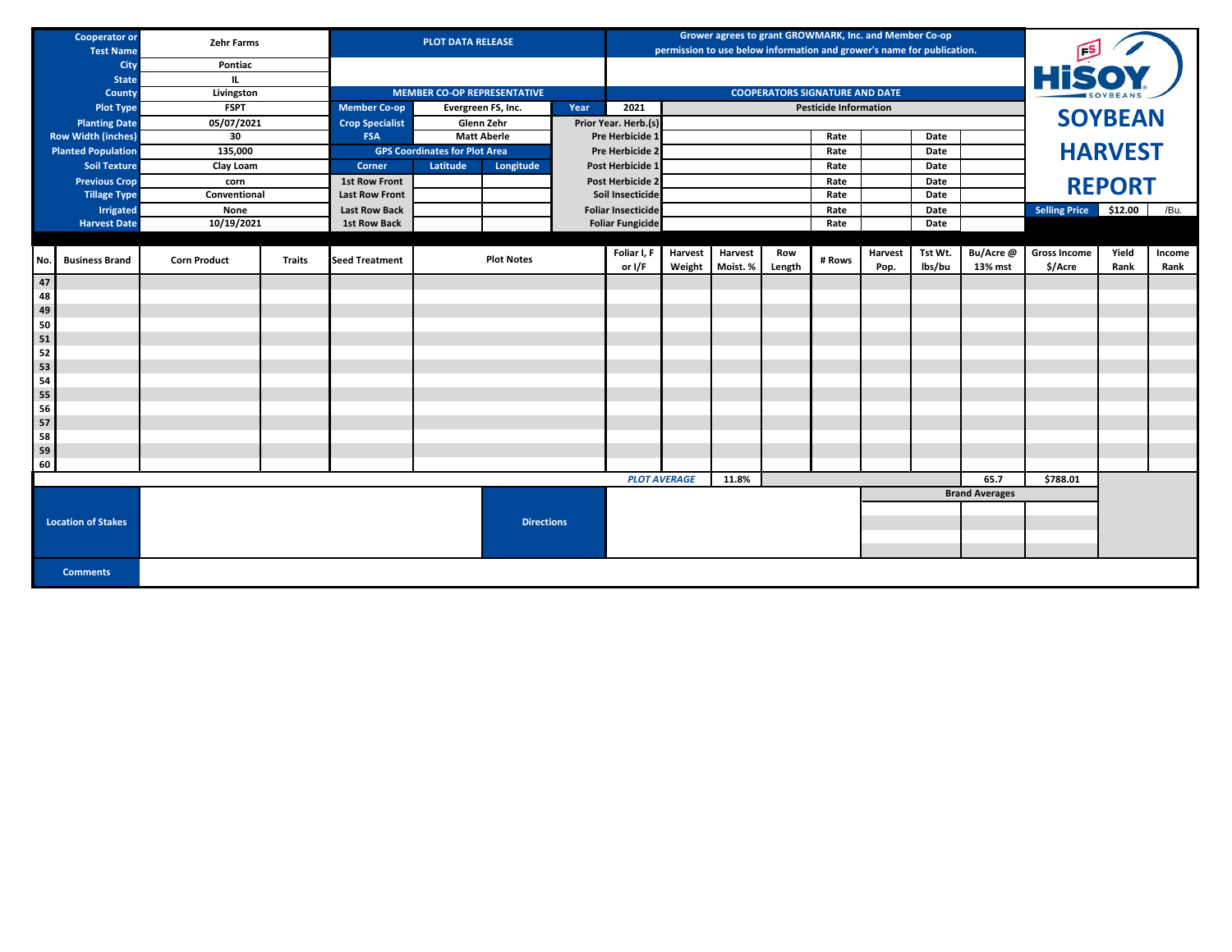| | | | | | | | |
|---|---|---|---|---|---|---|---|
| **Cooperator or Test Name** | Zehr Farms | **PLOT DATA RELEASE** | | | **Grower agrees to grant GROWMARK, Inc. and Member Co-op permission to use below information and grower's name for publication.** | | |
| **City** | Pontiac | | | | | | |
| **State** | IL | | | | | | |
| **County** | Livingston | **MEMBER CO-OP REPRESENTATIVE** | | | **COOPERATORS SIGNATURE AND DATE** | | |
| **Plot Type** | FSPT | **Member Co-op** | Evergreen FS, Inc. | **Year** 2021 | **Pesticide Information** | | |
| **Planting Date** | 05/07/2021 | **Crop Specialist** | Glenn Zehr | | **Prior Year. Herb.(s)** | | |
| **Row Width (inches)** | 30 | **FSA** | Matt Aberle | | **Pre Herbicide 1** | Rate | Date |
| **Planted Population** | 135,000 | **GPS Coordinates for Plot Area** | | | **Pre Herbicide 2** | Rate | Date |
| **Soil Texture** | Clay Loam | **Corner** | **Latitude** | **Longitude** | **Post Herbicide 1** | Rate | Date |
| **Previous Crop** | corn | **1st Row Front** | | | **Post Herbicide 2** | Rate | Date |
| **Tillage Type** | Conventional | **Last Row Front** | | | **Soil Insecticide** | Rate | Date |
| **Irrigated** | None | **Last Row Back** | | | **Foliar Insecticide** | Rate | Date |
| **Harvest Date** | 10/19/2021 | **1st Row Back** | | | **Foliar Fungicide** | Rate | Date |

# HiSOY SOYBEANS
# SOYBEAN HARVEST REPORT

**Selling Price** $12.00 /Bu.

| No. | Business Brand | Corn Product | Traits | Seed Treatment | Plot Notes | Foliar I, F or I/F | Harvest Weight | Harvest Moist. % | Row Length | # Rows | Harvest Pop. | Tst Wt. lbs/bu | Bu/Acre @ 13% mst | Gross Income $/Acre | Yield Rank | Income Rank |
|---|---|---|---|---|---|---|---|---|---|---|---|---|---|---|---|---|
| 47 | | | | | | | | | | | | | | | | |
| 48 | | | | | | | | | | | | | | | | |
| 49 | | | | | | | | | | | | | | | | |
| 50 | | | | | | | | | | | | | | | | |
| 51 | | | | | | | | | | | | | | | | |
| 52 | | | | | | | | | | | | | | | | |
| 53 | | | | | | | | | | | | | | | | |
| 54 | | | | | | | | | | | | | | | | |
| 55 | | | | | | | | | | | | | | | | |
| 56 | | | | | | | | | | | | | | | | |
| 57 | | | | | | | | | | | | | | | | |
| 58 | | | | | | | | | | | | | | | | |
| 59 | | | | | | | | | | | | | | | | |
| 60 | | | | | | | | | | | | | | | | |
| | | | | | | *PLOT AVERAGE* | | 11.8% | | | | | 65.7 | $788.01 | | |

**Location of Stakes**

**Directions**

**Brand Averages**

**Comments**